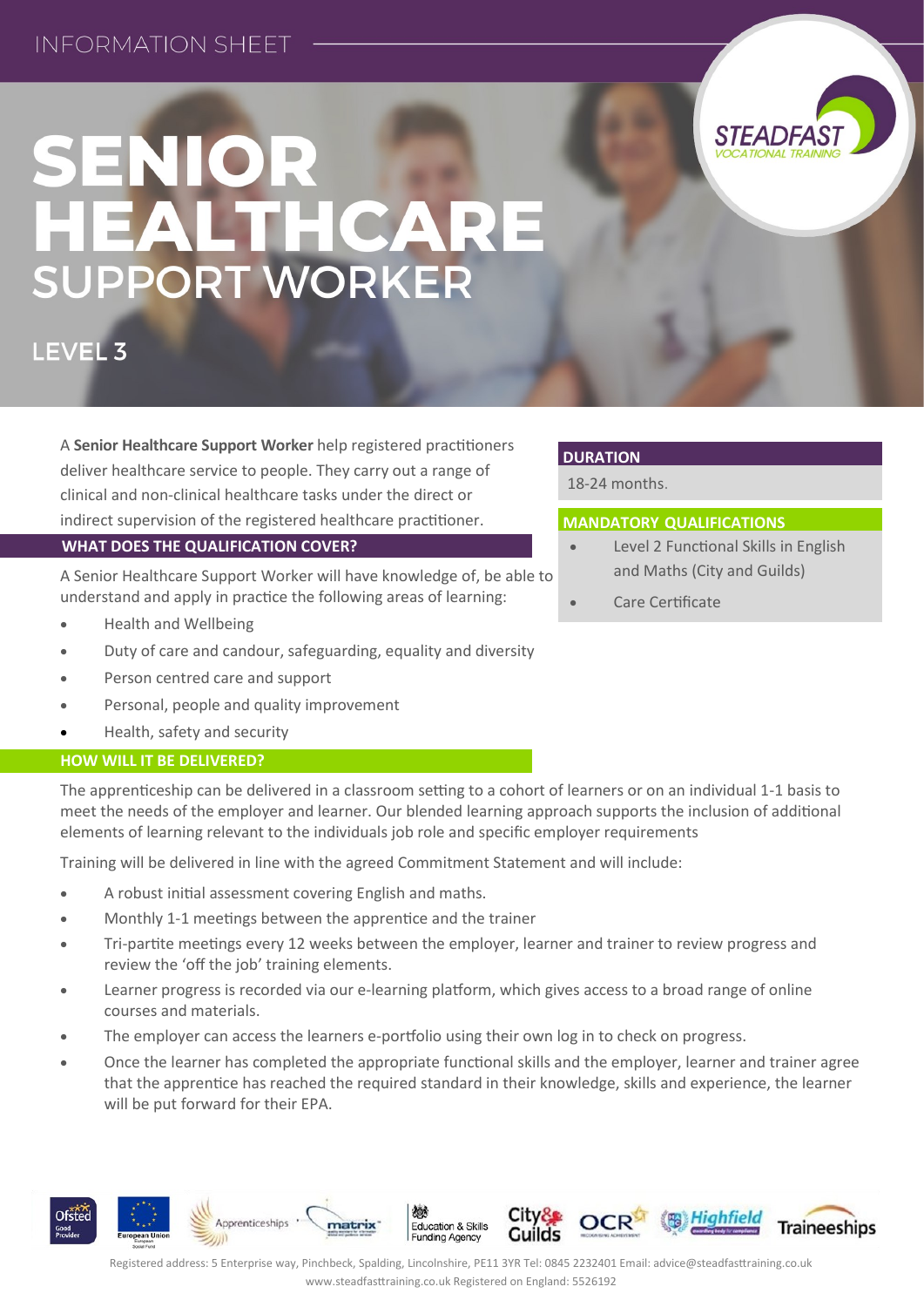INFORMATION SHEET

# SENIOR HEALTHCARE SUPPORT WORKER

## LEVEL 3

A **Senior Healthcare Support Worker** help registered practitioners deliver healthcare service to people. They carry out a range of clinical and non-clinical healthcare tasks under the direct or indirect supervision of the registered healthcare practitioner.

### WHAT DOES THE QUALIFICATION COVER?

A Senior Healthcare Support Worker will have knowledge of, be able to understand and apply in practice the following areas of learning:

- Health and Wellbeing
- Duty of care and candour, safeguarding, equality and diversity
- Person centred care and support
- Personal, people and quality improvement
- Health, safety and security

### DURATION

18-24 months.

### MANDATORY QUALIFICATIONS

- Level 2 Functional Skills in English and Maths (City and Guilds)
- Care Certificate

### HOW WILL IT BE DELIVERED?

The apprenticeship can be delivered in a classroom setting to a cohort of learners or on an individual 1-1 basis to meet the needs of the employer and learner. Our blended learning approach supports the inclusion of additional elements of learning relevant to the individuals job role and specific employer requirements

Training will be delivered in line with the agreed Commitment Statement and will include:

- A robust initial assessment covering English and maths.
- Monthly 1-1 meetings between the apprentice and the trainer
- Tri-partite meetings every 12 weeks between the employer, learner and trainer to review progress and review the 'off the job' training elements.
- Learner progress is recorded via our e-learning platform, which gives access to a broad range of online courses and materials.
- The employer can access the learners e-portfolio using their own log in to check on progress.
- Once the learner has completed the appropriate functional skills and the employer, learner and trainer agree that the apprentice has reached the required standard in their knowledge, skills and experience, the learner will be put forward for their EPA.

Registered address: 5 Enterprise way, Pinchbeck, Spalding, Lincolnshire, PE11 3YR Tel: 0845 2232401 Email: advice@steadfasttraining.co.uk www.steadfasttraining.co.uk Registered on England: 5526192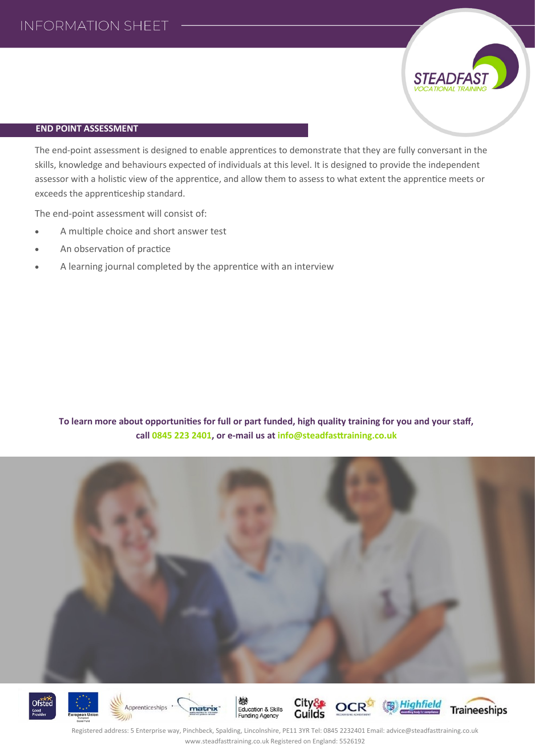## END POINT ASSESSMENT

The end-point assessment is designed to enable apprentices to demonstrate that they are fully conversant in the skills, knowledge and behaviours expected of individuals at this level. It is designed to provide the independent assessor with a holistic view of the apprentice, and allow them to assess to what extent the apprentice meets or exceeds the apprenticeship standard.

The end-point assessment will consist of:

- A multiple choice and short answer test
- An observation of practice
- A learning journal completed by the apprentice with an interview

**To learn more about opportunities for full or part funded, high quality training for you and your staff, call 0845 223 2401, or e-mail us at info@steadfasttraining.co.uk**

Registered address: 5 Enterprise way, Pinchbeck, Spalding, Lincolnshire, PE11 3YR Tel: 0845 2232401 Email: advice@steadfasttraining.co.uk www.steadfasttraining.co.uk Registered on England: 5526192